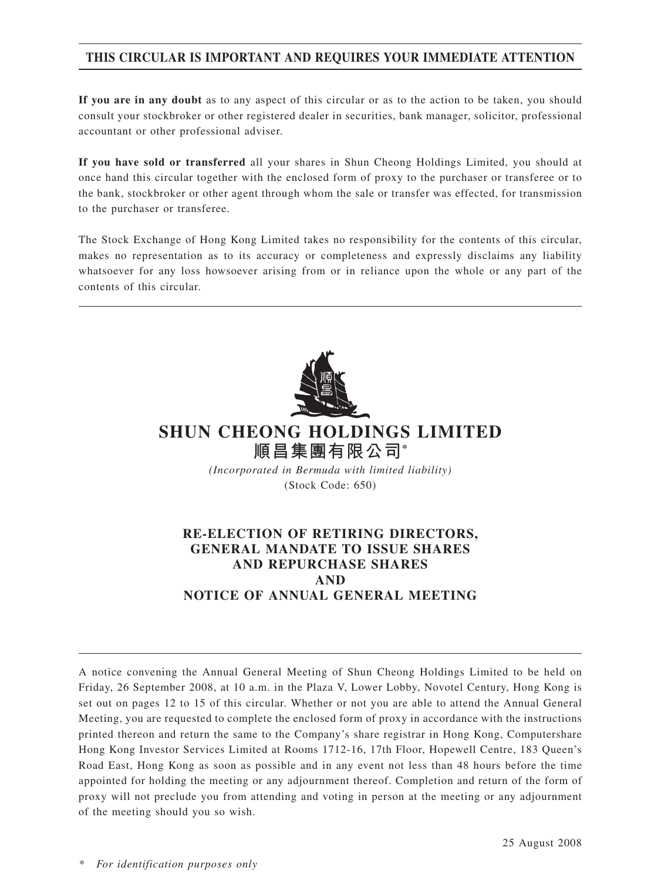**THIS CIRCULAR IS IMPORTANT AND REQUIRES YOUR IMMEDIATE ATTENTION**

**If you are in any doubt** as to any aspect of this circular or as to the action to be taken, you should consult your stockbroker or other registered dealer in securities, bank manager, solicitor, professional accountant or other professional adviser.

**If you have sold or transferred** all your shares in Shun Cheong Holdings Limited, you should at once hand this circular together with the enclosed form of proxy to the purchaser or transferee or to the bank, stockbroker or other agent through whom the sale or transfer was effected, for transmission to the purchaser or transferee.

The Stock Exchange of Hong Kong Limited takes no responsibility for the contents of this circular, makes no representation as to its accuracy or completeness and expressly disclaims any liability whatsoever for any loss howsoever arising from or in reliance upon the whole or any part of the contents of this circular.

# SHUN CHEONG HOLDINGS LIMITED
# 順昌集團有限公司*

*(Incorporated in Bermuda with limited liability)*
(Stock Code: 650)

## RE-ELECTION OF RETIRING DIRECTORS, GENERAL MANDATE TO ISSUE SHARES AND REPURCHASE SHARES AND NOTICE OF ANNUAL GENERAL MEETING

A notice convening the Annual General Meeting of Shun Cheong Holdings Limited to be held on Friday, 26 September 2008, at 10 a.m. in the Plaza V, Lower Lobby, Novotel Century, Hong Kong is set out on pages 12 to 15 of this circular. Whether or not you are able to attend the Annual General Meeting, you are requested to complete the enclosed form of proxy in accordance with the instructions printed thereon and return the same to the Company's share registrar in Hong Kong, Computershare Hong Kong Investor Services Limited at Rooms 1712-16, 17th Floor, Hopewell Centre, 183 Queen's Road East, Hong Kong as soon as possible and in any event not less than 48 hours before the time appointed for holding the meeting or any adjournment thereof. Completion and return of the form of proxy will not preclude you from attending and voting in person at the meeting or any adjournment of the meeting should you so wish.

25 August 2008

\* *For identification purposes only*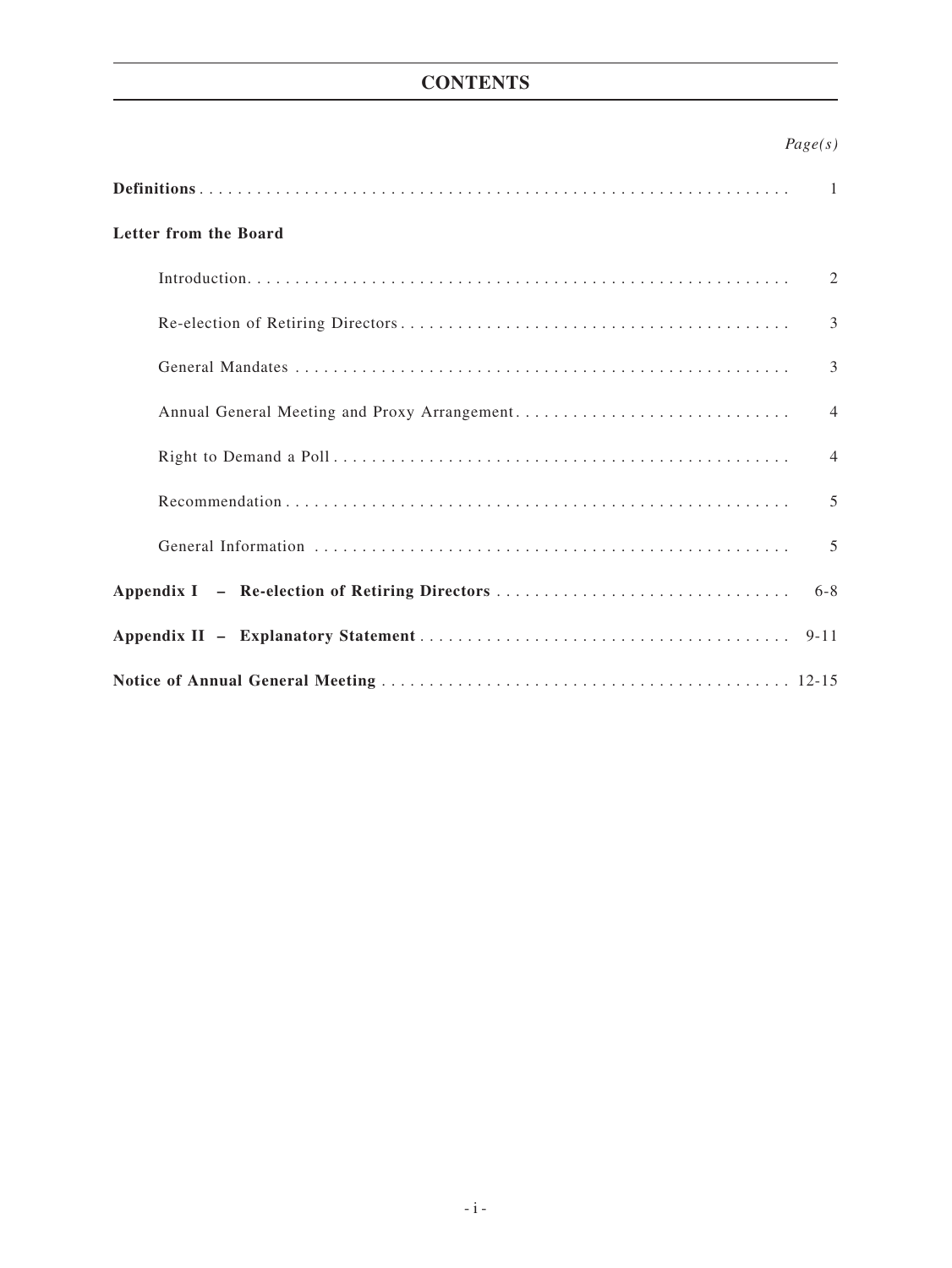# CONTENTS

| | *Page(s)* |
|---|---|
| **Definitions** | 1 |
| **Letter from the Board** | |
| Introduction | 2 |
| Re-election of Retiring Directors | 3 |
| General Mandates | 3 |
| Annual General Meeting and Proxy Arrangement | 4 |
| Right to Demand a Poll | 4 |
| Recommendation | 5 |
| General Information | 5 |
| **Appendix I – Re-election of Retiring Directors** | 6-8 |
| **Appendix II – Explanatory Statement** | 9-11 |
| **Notice of Annual General Meeting** | 12-15 |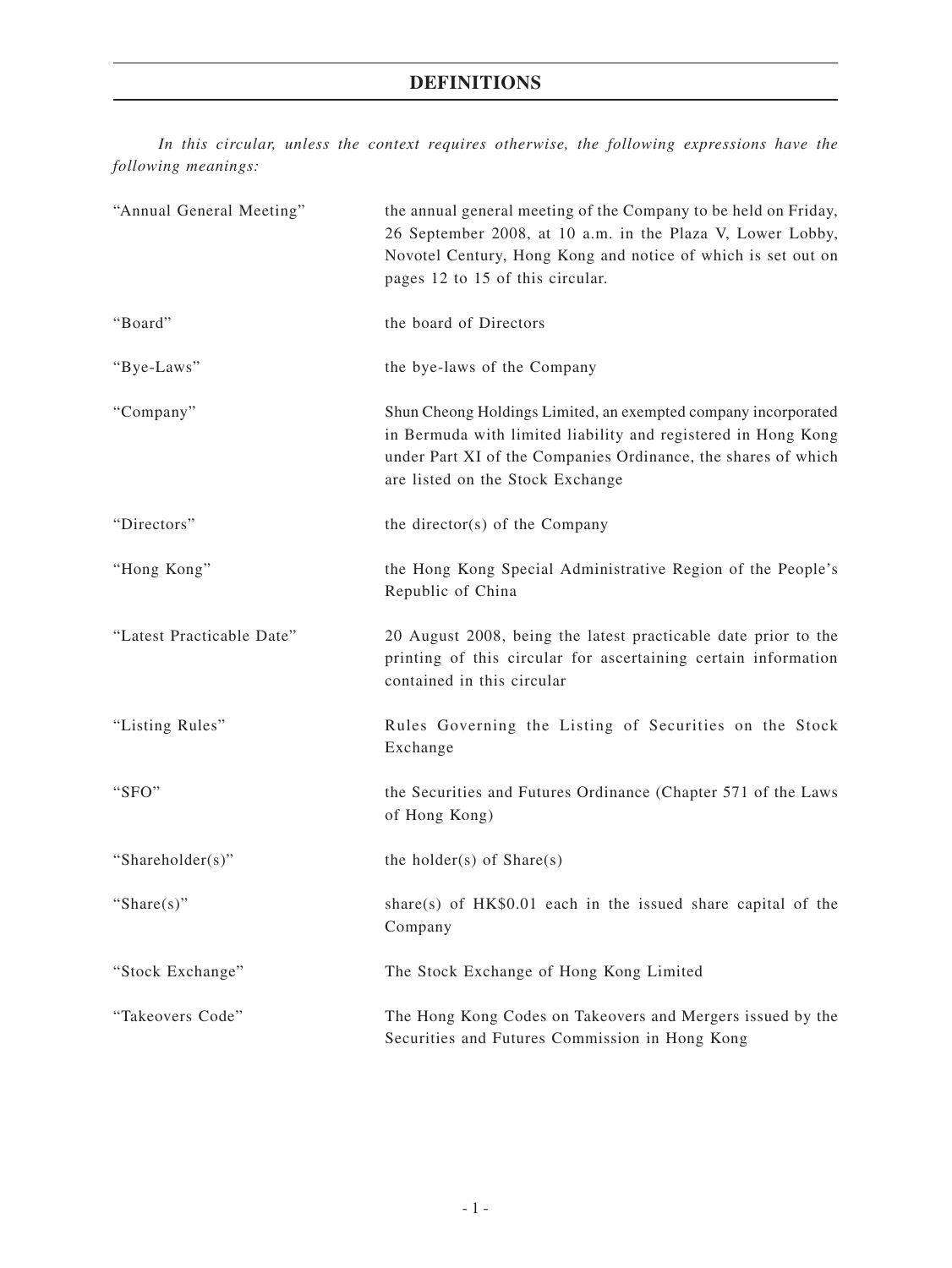# DEFINITIONS

*In this circular, unless the context requires otherwise, the following expressions have the following meanings:*

| | |
|---|---|
| "Annual General Meeting" | the annual general meeting of the Company to be held on Friday, 26 September 2008, at 10 a.m. in the Plaza V, Lower Lobby, Novotel Century, Hong Kong and notice of which is set out on pages 12 to 15 of this circular. |
| "Board" | the board of Directors |
| "Bye-Laws" | the bye-laws of the Company |
| "Company" | Shun Cheong Holdings Limited, an exempted company incorporated in Bermuda with limited liability and registered in Hong Kong under Part XI of the Companies Ordinance, the shares of which are listed on the Stock Exchange |
| "Directors" | the director(s) of the Company |
| "Hong Kong" | the Hong Kong Special Administrative Region of the People's Republic of China |
| "Latest Practicable Date" | 20 August 2008, being the latest practicable date prior to the printing of this circular for ascertaining certain information contained in this circular |
| "Listing Rules" | Rules Governing the Listing of Securities on the Stock Exchange |
| "SFO" | the Securities and Futures Ordinance (Chapter 571 of the Laws of Hong Kong) |
| "Shareholder(s)" | the holder(s) of Share(s) |
| "Share(s)" | share(s) of HK$0.01 each in the issued share capital of the Company |
| "Stock Exchange" | The Stock Exchange of Hong Kong Limited |
| "Takeovers Code" | The Hong Kong Codes on Takeovers and Mergers issued by the Securities and Futures Commission in Hong Kong |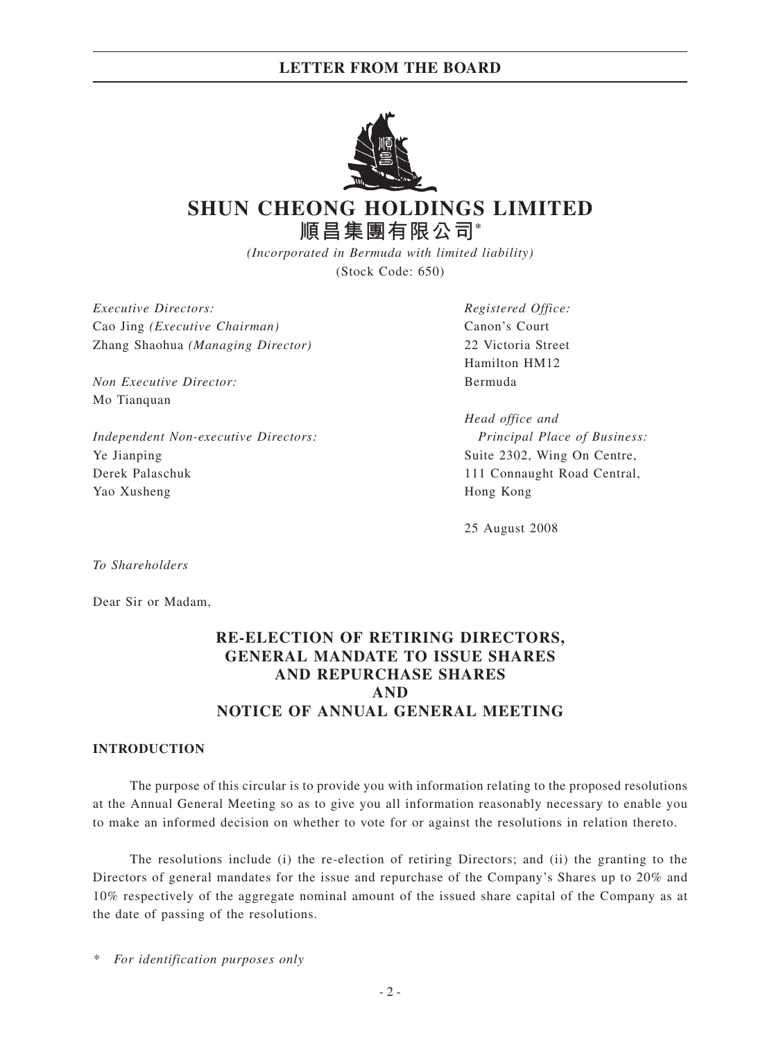# SHUN CHEONG HOLDINGS LIMITED
# 順昌集團有限公司*

*(Incorporated in Bermuda with limited liability)*
(Stock Code: 650)

*Executive Directors:*
Cao Jing *(Executive Chairman)*
Zhang Shaohua *(Managing Director)*

*Non Executive Director:*
Mo Tianquan

*Independent Non-executive Directors:*
Ye Jianping
Derek Palaschuk
Yao Xusheng

*Registered Office:*
Canon's Court
22 Victoria Street
Hamilton HM12
Bermuda

*Head office and Principal Place of Business:*
Suite 2302, Wing On Centre,
111 Connaught Road Central,
Hong Kong

25 August 2008

*To Shareholders*

Dear Sir or Madam,

## RE-ELECTION OF RETIRING DIRECTORS, GENERAL MANDATE TO ISSUE SHARES AND REPURCHASE SHARES AND NOTICE OF ANNUAL GENERAL MEETING

### INTRODUCTION

The purpose of this circular is to provide you with information relating to the proposed resolutions at the Annual General Meeting so as to give you all information reasonably necessary to enable you to make an informed decision on whether to vote for or against the resolutions in relation thereto.

The resolutions include (i) the re-election of retiring Directors; and (ii) the granting to the Directors of general mandates for the issue and repurchase of the Company's Shares up to 20% and 10% respectively of the aggregate nominal amount of the issued share capital of the Company as at the date of passing of the resolutions.

\* *For identification purposes only*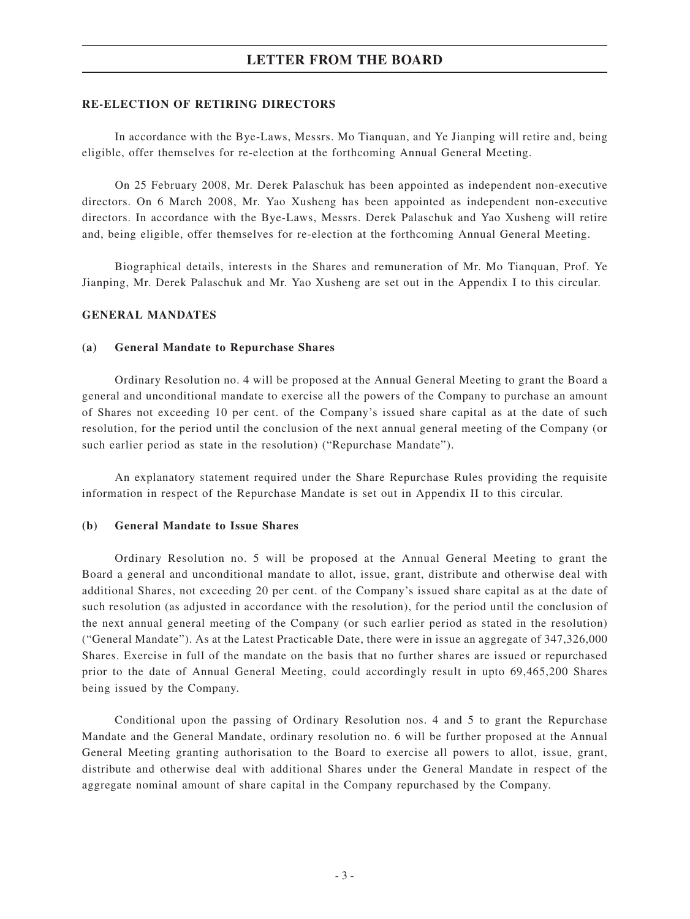## RE-ELECTION OF RETIRING DIRECTORS

In accordance with the Bye-Laws, Messrs. Mo Tianquan, and Ye Jianping will retire and, being eligible, offer themselves for re-election at the forthcoming Annual General Meeting.

On 25 February 2008, Mr. Derek Palaschuk has been appointed as independent non-executive directors. On 6 March 2008, Mr. Yao Xusheng has been appointed as independent non-executive directors. In accordance with the Bye-Laws, Messrs. Derek Palaschuk and Yao Xusheng will retire and, being eligible, offer themselves for re-election at the forthcoming Annual General Meeting.

Biographical details, interests in the Shares and remuneration of Mr. Mo Tianquan, Prof. Ye Jianping, Mr. Derek Palaschuk and Mr. Yao Xusheng are set out in the Appendix I to this circular.

## GENERAL MANDATES

### (a) General Mandate to Repurchase Shares

Ordinary Resolution no. 4 will be proposed at the Annual General Meeting to grant the Board a general and unconditional mandate to exercise all the powers of the Company to purchase an amount of Shares not exceeding 10 per cent. of the Company's issued share capital as at the date of such resolution, for the period until the conclusion of the next annual general meeting of the Company (or such earlier period as state in the resolution) ("Repurchase Mandate").

An explanatory statement required under the Share Repurchase Rules providing the requisite information in respect of the Repurchase Mandate is set out in Appendix II to this circular.

### (b) General Mandate to Issue Shares

Ordinary Resolution no. 5 will be proposed at the Annual General Meeting to grant the Board a general and unconditional mandate to allot, issue, grant, distribute and otherwise deal with additional Shares, not exceeding 20 per cent. of the Company's issued share capital as at the date of such resolution (as adjusted in accordance with the resolution), for the period until the conclusion of the next annual general meeting of the Company (or such earlier period as stated in the resolution) ("General Mandate"). As at the Latest Practicable Date, there were in issue an aggregate of 347,326,000 Shares. Exercise in full of the mandate on the basis that no further shares are issued or repurchased prior to the date of Annual General Meeting, could accordingly result in upto 69,465,200 Shares being issued by the Company.

Conditional upon the passing of Ordinary Resolution nos. 4 and 5 to grant the Repurchase Mandate and the General Mandate, ordinary resolution no. 6 will be further proposed at the Annual General Meeting granting authorisation to the Board to exercise all powers to allot, issue, grant, distribute and otherwise deal with additional Shares under the General Mandate in respect of the aggregate nominal amount of share capital in the Company repurchased by the Company.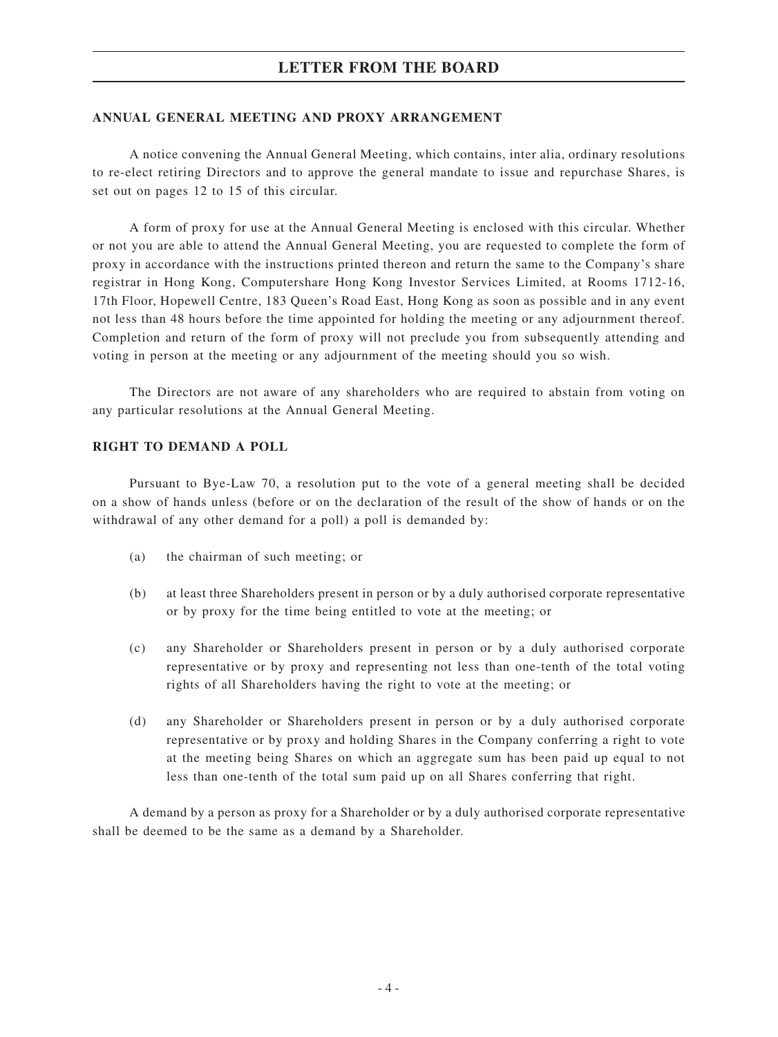## ANNUAL GENERAL MEETING AND PROXY ARRANGEMENT

A notice convening the Annual General Meeting, which contains, inter alia, ordinary resolutions to re-elect retiring Directors and to approve the general mandate to issue and repurchase Shares, is set out on pages 12 to 15 of this circular.

A form of proxy for use at the Annual General Meeting is enclosed with this circular. Whether or not you are able to attend the Annual General Meeting, you are requested to complete the form of proxy in accordance with the instructions printed thereon and return the same to the Company's share registrar in Hong Kong, Computershare Hong Kong Investor Services Limited, at Rooms 1712-16, 17th Floor, Hopewell Centre, 183 Queen's Road East, Hong Kong as soon as possible and in any event not less than 48 hours before the time appointed for holding the meeting or any adjournment thereof. Completion and return of the form of proxy will not preclude you from subsequently attending and voting in person at the meeting or any adjournment of the meeting should you so wish.

The Directors are not aware of any shareholders who are required to abstain from voting on any particular resolutions at the Annual General Meeting.

## RIGHT TO DEMAND A POLL

Pursuant to Bye-Law 70, a resolution put to the vote of a general meeting shall be decided on a show of hands unless (before or on the declaration of the result of the show of hands or on the withdrawal of any other demand for a poll) a poll is demanded by:

(a) the chairman of such meeting; or

(b) at least three Shareholders present in person or by a duly authorised corporate representative or by proxy for the time being entitled to vote at the meeting; or

(c) any Shareholder or Shareholders present in person or by a duly authorised corporate representative or by proxy and representing not less than one-tenth of the total voting rights of all Shareholders having the right to vote at the meeting; or

(d) any Shareholder or Shareholders present in person or by a duly authorised corporate representative or by proxy and holding Shares in the Company conferring a right to vote at the meeting being Shares on which an aggregate sum has been paid up equal to not less than one-tenth of the total sum paid up on all Shares conferring that right.

A demand by a person as proxy for a Shareholder or by a duly authorised corporate representative shall be deemed to be the same as a demand by a Shareholder.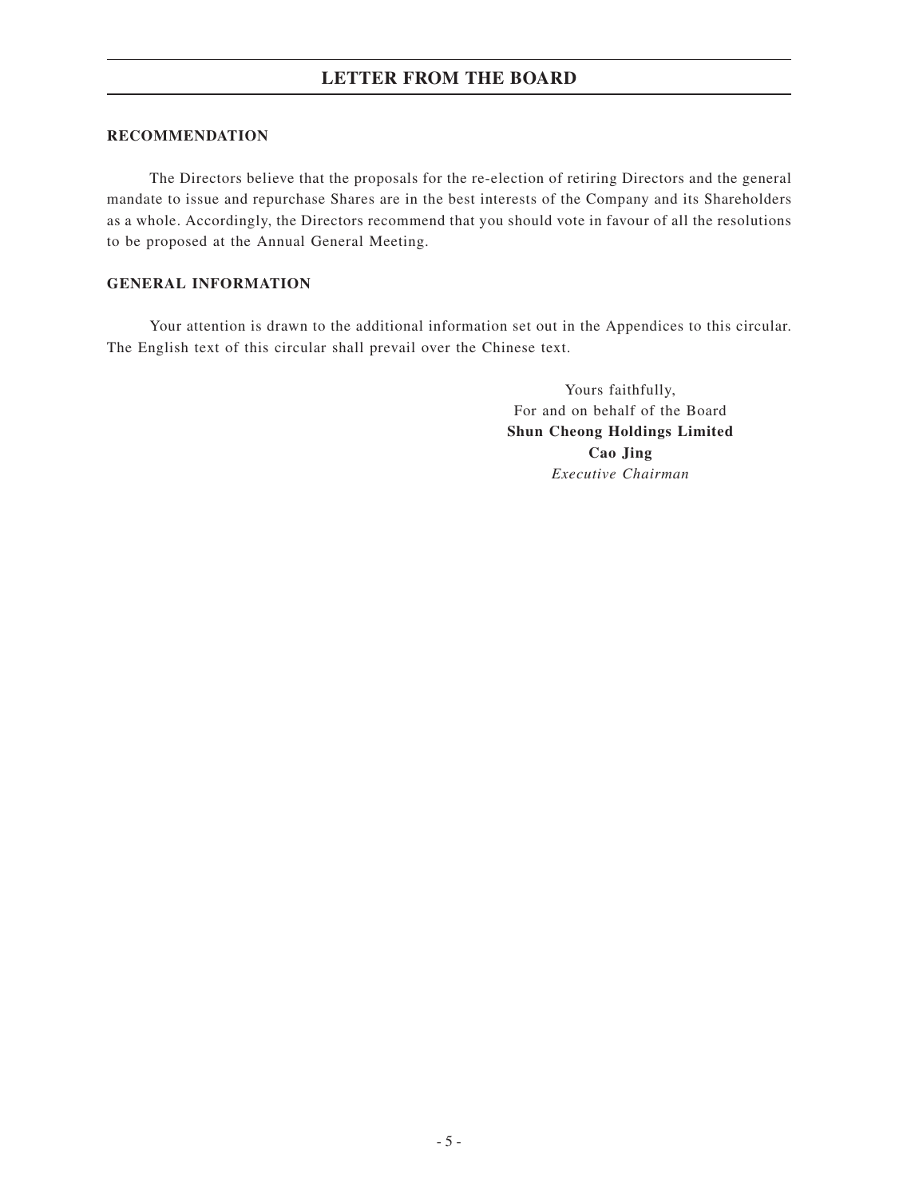## LETTER FROM THE BOARD

### RECOMMENDATION

The Directors believe that the proposals for the re-election of retiring Directors and the general mandate to issue and repurchase Shares are in the best interests of the Company and its Shareholders as a whole. Accordingly, the Directors recommend that you should vote in favour of all the resolutions to be proposed at the Annual General Meeting.

### GENERAL INFORMATION

Your attention is drawn to the additional information set out in the Appendices to this circular. The English text of this circular shall prevail over the Chinese text.

Yours faithfully,
For and on behalf of the Board
**Shun Cheong Holdings Limited**
**Cao Jing**
*Executive Chairman*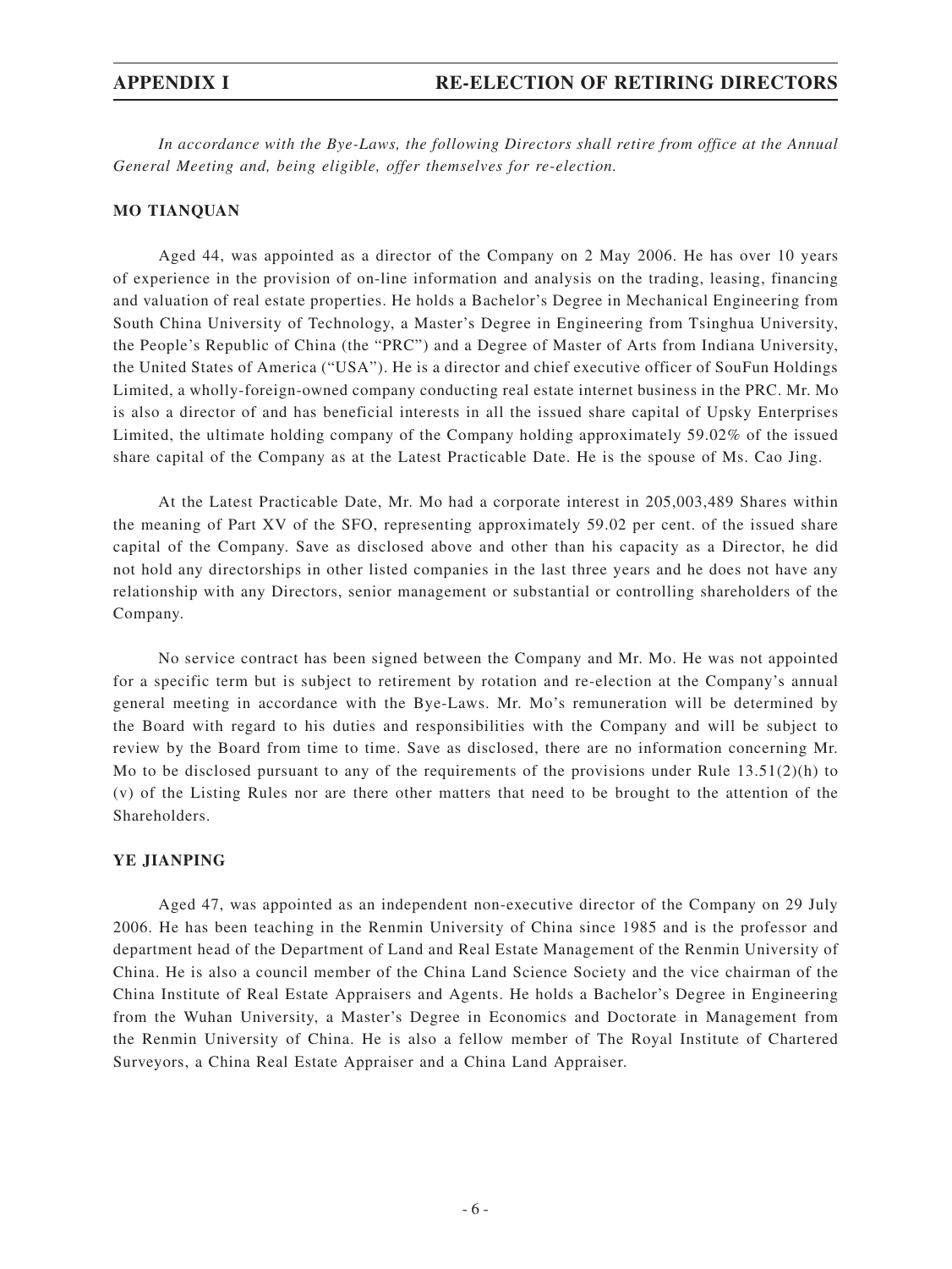# APPENDIX I RE-ELECTION OF RETIRING DIRECTORS

*In accordance with the Bye-Laws, the following Directors shall retire from office at the Annual General Meeting and, being eligible, offer themselves for re-election.*

**MO TIANQUAN**

Aged 44, was appointed as a director of the Company on 2 May 2006. He has over 10 years of experience in the provision of on-line information and analysis on the trading, leasing, financing and valuation of real estate properties. He holds a Bachelor's Degree in Mechanical Engineering from South China University of Technology, a Master's Degree in Engineering from Tsinghua University, the People's Republic of China (the "PRC") and a Degree of Master of Arts from Indiana University, the United States of America ("USA"). He is a director and chief executive officer of SouFun Holdings Limited, a wholly-foreign-owned company conducting real estate internet business in the PRC. Mr. Mo is also a director of and has beneficial interests in all the issued share capital of Upsky Enterprises Limited, the ultimate holding company of the Company holding approximately 59.02% of the issued share capital of the Company as at the Latest Practicable Date. He is the spouse of Ms. Cao Jing.

At the Latest Practicable Date, Mr. Mo had a corporate interest in 205,003,489 Shares within the meaning of Part XV of the SFO, representing approximately 59.02 per cent. of the issued share capital of the Company. Save as disclosed above and other than his capacity as a Director, he did not hold any directorships in other listed companies in the last three years and he does not have any relationship with any Directors, senior management or substantial or controlling shareholders of the Company.

No service contract has been signed between the Company and Mr. Mo. He was not appointed for a specific term but is subject to retirement by rotation and re-election at the Company's annual general meeting in accordance with the Bye-Laws. Mr. Mo's remuneration will be determined by the Board with regard to his duties and responsibilities with the Company and will be subject to review by the Board from time to time. Save as disclosed, there are no information concerning Mr. Mo to be disclosed pursuant to any of the requirements of the provisions under Rule 13.51(2)(h) to (v) of the Listing Rules nor are there other matters that need to be brought to the attention of the Shareholders.

**YE JIANPING**

Aged 47, was appointed as an independent non-executive director of the Company on 29 July 2006. He has been teaching in the Renmin University of China since 1985 and is the professor and department head of the Department of Land and Real Estate Management of the Renmin University of China. He is also a council member of the China Land Science Society and the vice chairman of the China Institute of Real Estate Appraisers and Agents. He holds a Bachelor's Degree in Engineering from the Wuhan University, a Master's Degree in Economics and Doctorate in Management from the Renmin University of China. He is also a fellow member of The Royal Institute of Chartered Surveyors, a China Real Estate Appraiser and a China Land Appraiser.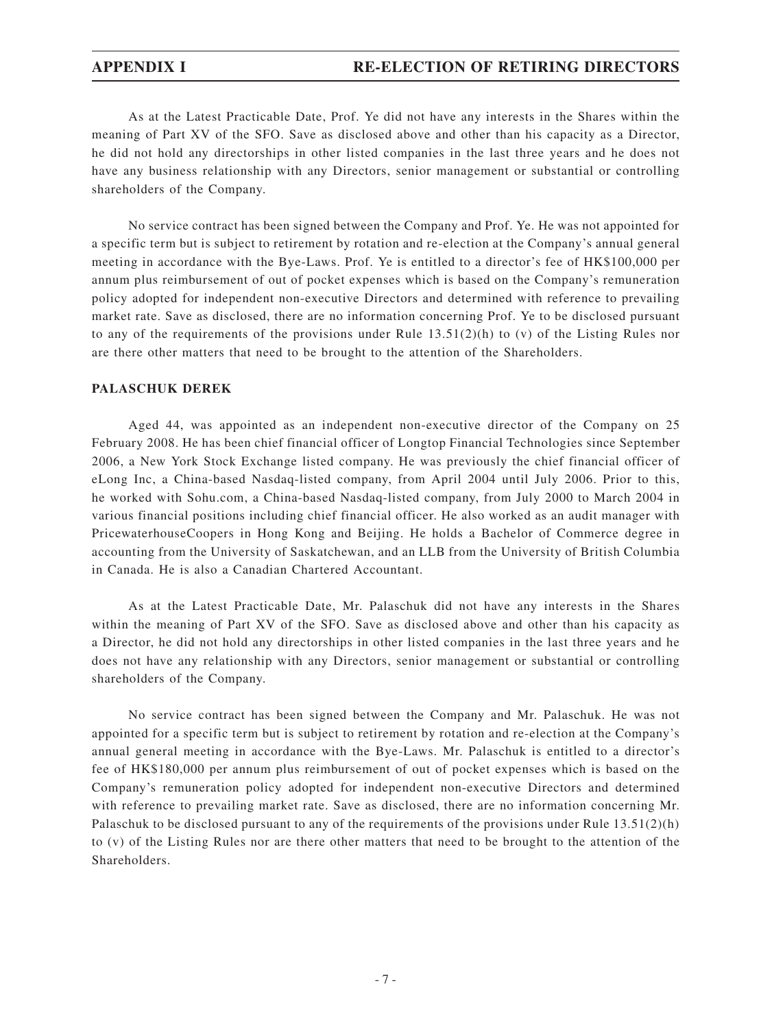As at the Latest Practicable Date, Prof. Ye did not have any interests in the Shares within the meaning of Part XV of the SFO. Save as disclosed above and other than his capacity as a Director, he did not hold any directorships in other listed companies in the last three years and he does not have any business relationship with any Directors, senior management or substantial or controlling shareholders of the Company.

No service contract has been signed between the Company and Prof. Ye. He was not appointed for a specific term but is subject to retirement by rotation and re-election at the Company's annual general meeting in accordance with the Bye-Laws. Prof. Ye is entitled to a director's fee of HK$100,000 per annum plus reimbursement of out of pocket expenses which is based on the Company's remuneration policy adopted for independent non-executive Directors and determined with reference to prevailing market rate. Save as disclosed, there are no information concerning Prof. Ye to be disclosed pursuant to any of the requirements of the provisions under Rule 13.51(2)(h) to (v) of the Listing Rules nor are there other matters that need to be brought to the attention of the Shareholders.

**PALASCHUK DEREK**

Aged 44, was appointed as an independent non-executive director of the Company on 25 February 2008. He has been chief financial officer of Longtop Financial Technologies since September 2006, a New York Stock Exchange listed company. He was previously the chief financial officer of eLong Inc, a China-based Nasdaq-listed company, from April 2004 until July 2006. Prior to this, he worked with Sohu.com, a China-based Nasdaq-listed company, from July 2000 to March 2004 in various financial positions including chief financial officer. He also worked as an audit manager with PricewaterhouseCoopers in Hong Kong and Beijing. He holds a Bachelor of Commerce degree in accounting from the University of Saskatchewan, and an LLB from the University of British Columbia in Canada. He is also a Canadian Chartered Accountant.

As at the Latest Practicable Date, Mr. Palaschuk did not have any interests in the Shares within the meaning of Part XV of the SFO. Save as disclosed above and other than his capacity as a Director, he did not hold any directorships in other listed companies in the last three years and he does not have any relationship with any Directors, senior management or substantial or controlling shareholders of the Company.

No service contract has been signed between the Company and Mr. Palaschuk. He was not appointed for a specific term but is subject to retirement by rotation and re-election at the Company's annual general meeting in accordance with the Bye-Laws. Mr. Palaschuk is entitled to a director's fee of HK$180,000 per annum plus reimbursement of out of pocket expenses which is based on the Company's remuneration policy adopted for independent non-executive Directors and determined with reference to prevailing market rate. Save as disclosed, there are no information concerning Mr. Palaschuk to be disclosed pursuant to any of the requirements of the provisions under Rule 13.51(2)(h) to (v) of the Listing Rules nor are there other matters that need to be brought to the attention of the Shareholders.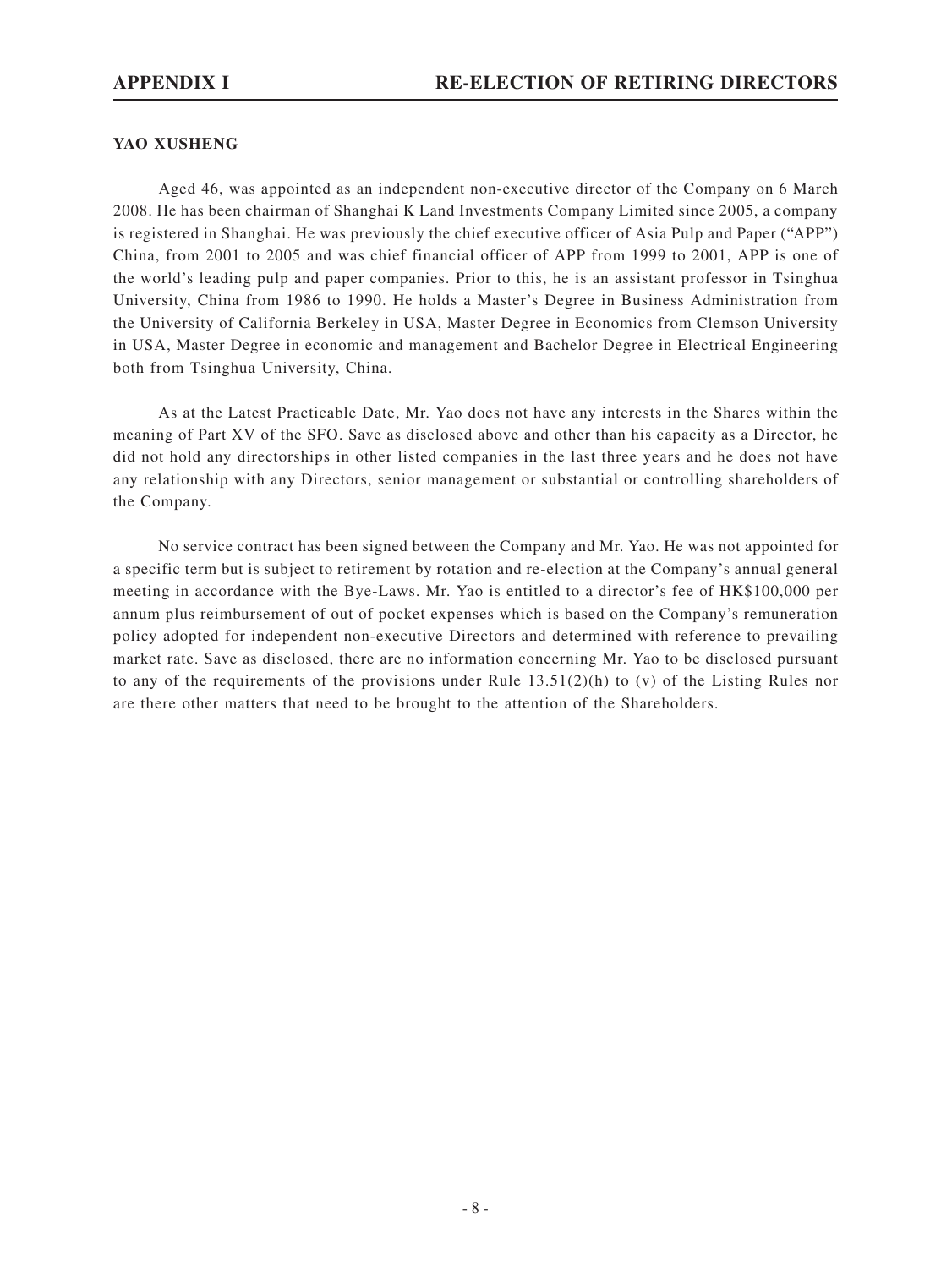## YAO XUSHENG

Aged 46, was appointed as an independent non-executive director of the Company on 6 March 2008. He has been chairman of Shanghai K Land Investments Company Limited since 2005, a company is registered in Shanghai. He was previously the chief executive officer of Asia Pulp and Paper ("APP") China, from 2001 to 2005 and was chief financial officer of APP from 1999 to 2001, APP is one of the world's leading pulp and paper companies. Prior to this, he is an assistant professor in Tsinghua University, China from 1986 to 1990. He holds a Master's Degree in Business Administration from the University of California Berkeley in USA, Master Degree in Economics from Clemson University in USA, Master Degree in economic and management and Bachelor Degree in Electrical Engineering both from Tsinghua University, China.

As at the Latest Practicable Date, Mr. Yao does not have any interests in the Shares within the meaning of Part XV of the SFO. Save as disclosed above and other than his capacity as a Director, he did not hold any directorships in other listed companies in the last three years and he does not have any relationship with any Directors, senior management or substantial or controlling shareholders of the Company.

No service contract has been signed between the Company and Mr. Yao. He was not appointed for a specific term but is subject to retirement by rotation and re-election at the Company's annual general meeting in accordance with the Bye-Laws. Mr. Yao is entitled to a director's fee of HK$100,000 per annum plus reimbursement of out of pocket expenses which is based on the Company's remuneration policy adopted for independent non-executive Directors and determined with reference to prevailing market rate. Save as disclosed, there are no information concerning Mr. Yao to be disclosed pursuant to any of the requirements of the provisions under Rule 13.51(2)(h) to (v) of the Listing Rules nor are there other matters that need to be brought to the attention of the Shareholders.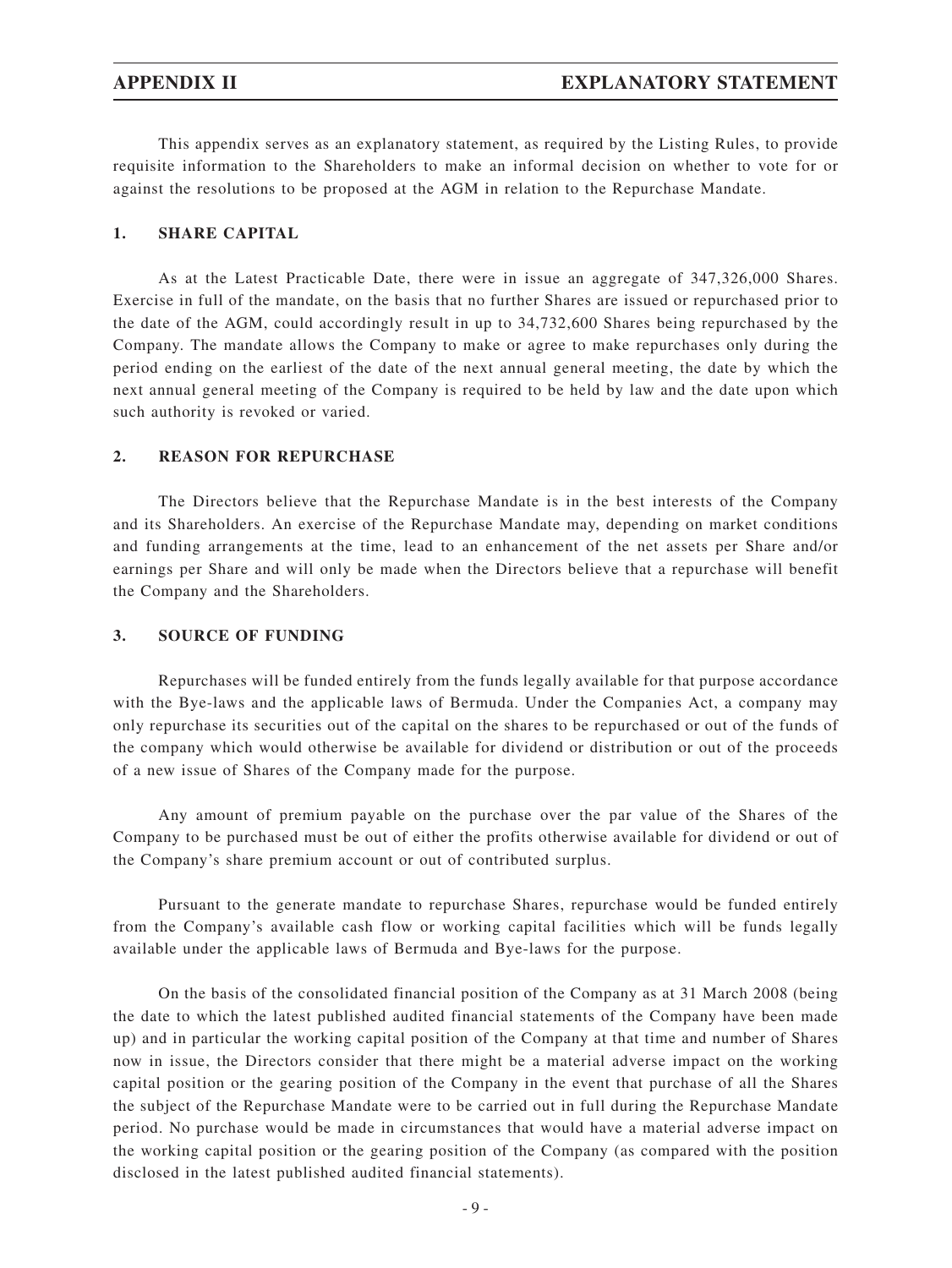## APPENDIX II — EXPLANATORY STATEMENT

This appendix serves as an explanatory statement, as required by the Listing Rules, to provide requisite information to the Shareholders to make an informal decision on whether to vote for or against the resolutions to be proposed at the AGM in relation to the Repurchase Mandate.

### 1. SHARE CAPITAL

As at the Latest Practicable Date, there were in issue an aggregate of 347,326,000 Shares. Exercise in full of the mandate, on the basis that no further Shares are issued or repurchased prior to the date of the AGM, could accordingly result in up to 34,732,600 Shares being repurchased by the Company. The mandate allows the Company to make or agree to make repurchases only during the period ending on the earliest of the date of the next annual general meeting, the date by which the next annual general meeting of the Company is required to be held by law and the date upon which such authority is revoked or varied.

### 2. REASON FOR REPURCHASE

The Directors believe that the Repurchase Mandate is in the best interests of the Company and its Shareholders. An exercise of the Repurchase Mandate may, depending on market conditions and funding arrangements at the time, lead to an enhancement of the net assets per Share and/or earnings per Share and will only be made when the Directors believe that a repurchase will benefit the Company and the Shareholders.

### 3. SOURCE OF FUNDING

Repurchases will be funded entirely from the funds legally available for that purpose accordance with the Bye-laws and the applicable laws of Bermuda. Under the Companies Act, a company may only repurchase its securities out of the capital on the shares to be repurchased or out of the funds of the company which would otherwise be available for dividend or distribution or out of the proceeds of a new issue of Shares of the Company made for the purpose.

Any amount of premium payable on the purchase over the par value of the Shares of the Company to be purchased must be out of either the profits otherwise available for dividend or out of the Company's share premium account or out of contributed surplus.

Pursuant to the generate mandate to repurchase Shares, repurchase would be funded entirely from the Company's available cash flow or working capital facilities which will be funds legally available under the applicable laws of Bermuda and Bye-laws for the purpose.

On the basis of the consolidated financial position of the Company as at 31 March 2008 (being the date to which the latest published audited financial statements of the Company have been made up) and in particular the working capital position of the Company at that time and number of Shares now in issue, the Directors consider that there might be a material adverse impact on the working capital position or the gearing position of the Company in the event that purchase of all the Shares the subject of the Repurchase Mandate were to be carried out in full during the Repurchase Mandate period. No purchase would be made in circumstances that would have a material adverse impact on the working capital position or the gearing position of the Company (as compared with the position disclosed in the latest published audited financial statements).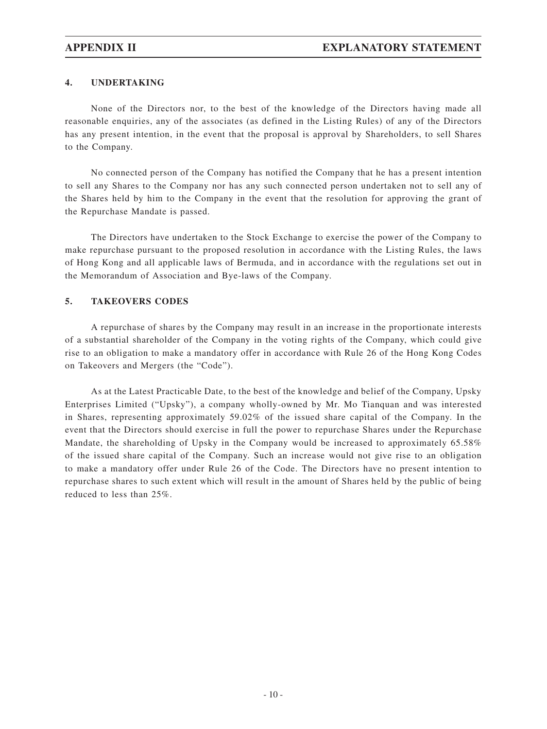## 4. UNDERTAKING

None of the Directors nor, to the best of the knowledge of the Directors having made all reasonable enquiries, any of the associates (as defined in the Listing Rules) of any of the Directors has any present intention, in the event that the proposal is approval by Shareholders, to sell Shares to the Company.

No connected person of the Company has notified the Company that he has a present intention to sell any Shares to the Company nor has any such connected person undertaken not to sell any of the Shares held by him to the Company in the event that the resolution for approving the grant of the Repurchase Mandate is passed.

The Directors have undertaken to the Stock Exchange to exercise the power of the Company to make repurchase pursuant to the proposed resolution in accordance with the Listing Rules, the laws of Hong Kong and all applicable laws of Bermuda, and in accordance with the regulations set out in the Memorandum of Association and Bye-laws of the Company.

## 5. TAKEOVERS CODES

A repurchase of shares by the Company may result in an increase in the proportionate interests of a substantial shareholder of the Company in the voting rights of the Company, which could give rise to an obligation to make a mandatory offer in accordance with Rule 26 of the Hong Kong Codes on Takeovers and Mergers (the "Code").

As at the Latest Practicable Date, to the best of the knowledge and belief of the Company, Upsky Enterprises Limited ("Upsky"), a company wholly-owned by Mr. Mo Tianquan and was interested in Shares, representing approximately 59.02% of the issued share capital of the Company. In the event that the Directors should exercise in full the power to repurchase Shares under the Repurchase Mandate, the shareholding of Upsky in the Company would be increased to approximately 65.58% of the issued share capital of the Company. Such an increase would not give rise to an obligation to make a mandatory offer under Rule 26 of the Code. The Directors have no present intention to repurchase shares to such extent which will result in the amount of Shares held by the public of being reduced to less than 25%.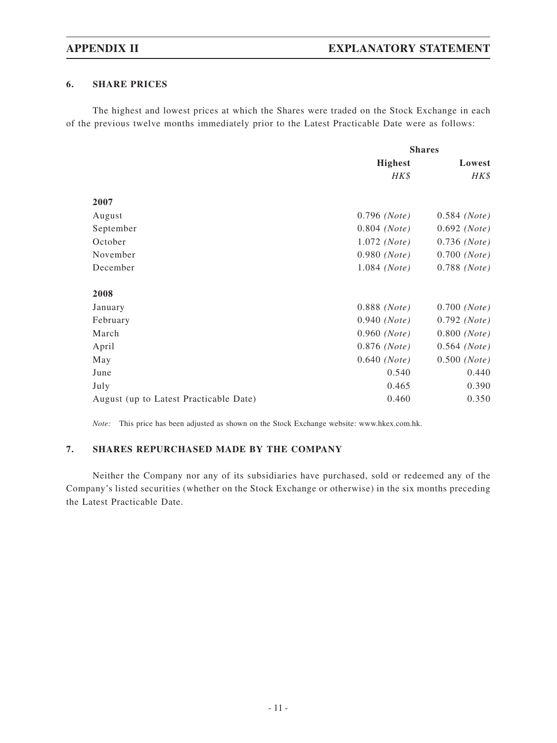## 6. SHARE PRICES

The highest and lowest prices at which the Shares were traded on the Stock Exchange in each of the previous twelve months immediately prior to the Latest Practicable Date were as follows:

| | Shares | |
|---|---|---|
| | **Highest** | **Lowest** |
| | *HK$* | *HK$* |
| **2007** | | |
| August | 0.796 *(Note)* | 0.584 *(Note)* |
| September | 0.804 *(Note)* | 0.692 *(Note)* |
| October | 1.072 *(Note)* | 0.736 *(Note)* |
| November | 0.980 *(Note)* | 0.700 *(Note)* |
| December | 1.084 *(Note)* | 0.788 *(Note)* |
| **2008** | | |
| January | 0.888 *(Note)* | 0.700 *(Note)* |
| February | 0.940 *(Note)* | 0.792 *(Note)* |
| March | 0.960 *(Note)* | 0.800 *(Note)* |
| April | 0.876 *(Note)* | 0.564 *(Note)* |
| May | 0.640 *(Note)* | 0.500 *(Note)* |
| June | 0.540 | 0.440 |
| July | 0.465 | 0.390 |
| August (up to Latest Practicable Date) | 0.460 | 0.350 |

*Note:* This price has been adjusted as shown on the Stock Exchange website: www.hkex.com.hk.

## 7. SHARES REPURCHASED MADE BY THE COMPANY

Neither the Company nor any of its subsidiaries have purchased, sold or redeemed any of the Company's listed securities (whether on the Stock Exchange or otherwise) in the six months preceding the Latest Practicable Date.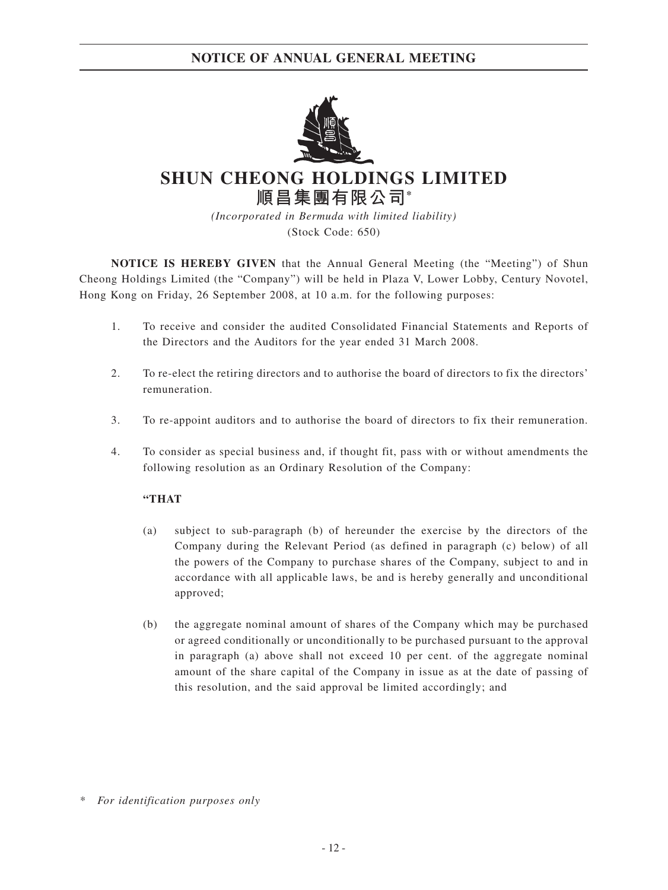# NOTICE OF ANNUAL GENERAL MEETING

# SHUN CHEONG HOLDINGS LIMITED

# 順昌集團有限公司*

*(Incorporated in Bermuda with limited liability)*

(Stock Code: 650)

**NOTICE IS HEREBY GIVEN** that the Annual General Meeting (the "Meeting") of Shun Cheong Holdings Limited (the "Company") will be held in Plaza V, Lower Lobby, Century Novotel, Hong Kong on Friday, 26 September 2008, at 10 a.m. for the following purposes:

1. To receive and consider the audited Consolidated Financial Statements and Reports of the Directors and the Auditors for the year ended 31 March 2008.

2. To re-elect the retiring directors and to authorise the board of directors to fix the directors' remuneration.

3. To re-appoint auditors and to authorise the board of directors to fix their remuneration.

4. To consider as special business and, if thought fit, pass with or without amendments the following resolution as an Ordinary Resolution of the Company:

   **"THAT**

   (a) subject to sub-paragraph (b) of hereunder the exercise by the directors of the Company during the Relevant Period (as defined in paragraph (c) below) of all the powers of the Company to purchase shares of the Company, subject to and in accordance with all applicable laws, be and is hereby generally and unconditional approved;

   (b) the aggregate nominal amount of shares of the Company which may be purchased or agreed conditionally or unconditionally to be purchased pursuant to the approval in paragraph (a) above shall not exceed 10 per cent. of the aggregate nominal amount of the share capital of the Company in issue as at the date of passing of this resolution, and the said approval be limited accordingly; and

\* *For identification purposes only*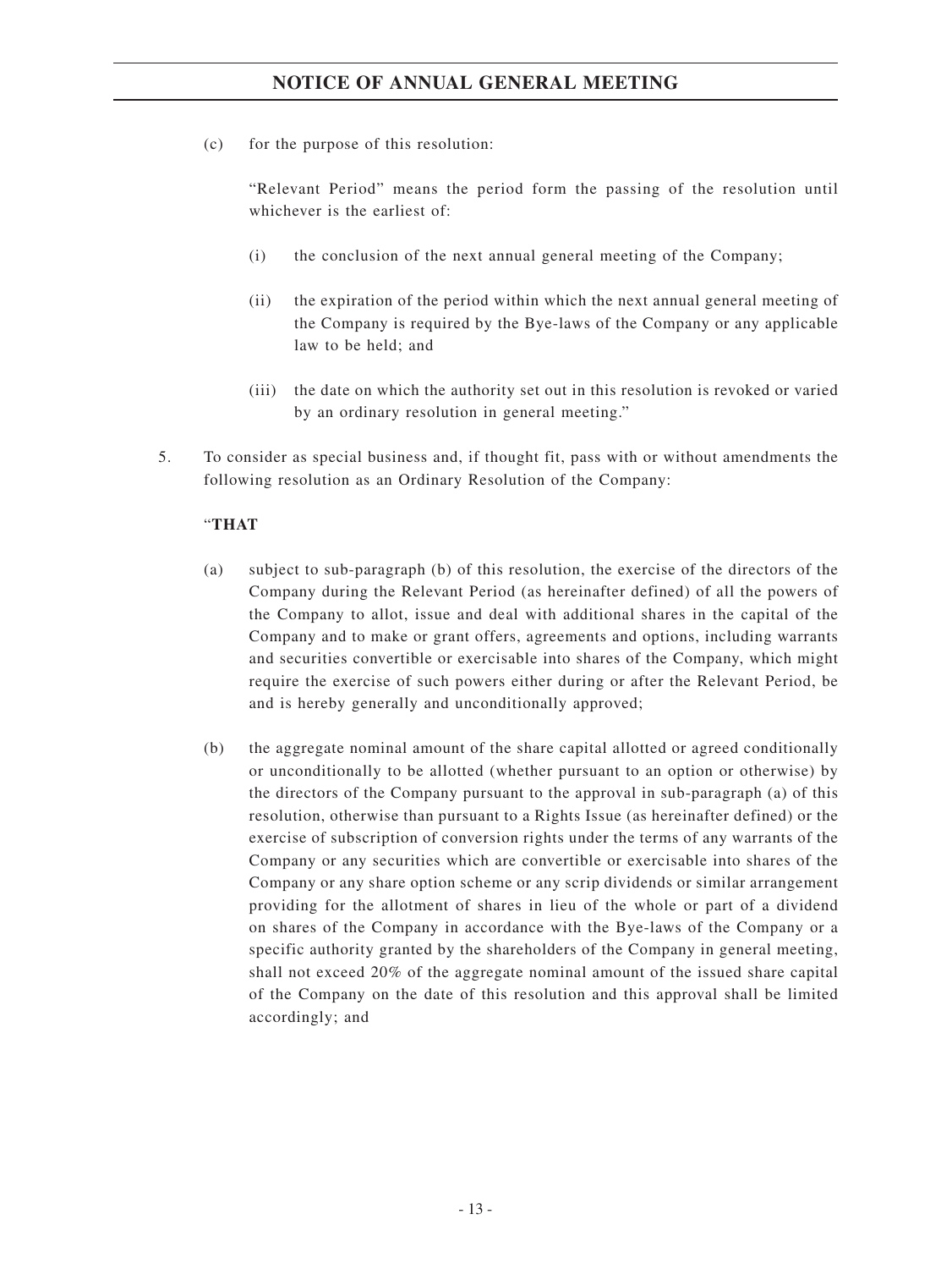(c) for the purpose of this resolution:

"Relevant Period" means the period form the passing of the resolution until whichever is the earliest of:

(i) the conclusion of the next annual general meeting of the Company;

(ii) the expiration of the period within which the next annual general meeting of the Company is required by the Bye-laws of the Company or any applicable law to be held; and

(iii) the date on which the authority set out in this resolution is revoked or varied by an ordinary resolution in general meeting."

5. To consider as special business and, if thought fit, pass with or without amendments the following resolution as an Ordinary Resolution of the Company:

"**THAT**

(a) subject to sub-paragraph (b) of this resolution, the exercise of the directors of the Company during the Relevant Period (as hereinafter defined) of all the powers of the Company to allot, issue and deal with additional shares in the capital of the Company and to make or grant offers, agreements and options, including warrants and securities convertible or exercisable into shares of the Company, which might require the exercise of such powers either during or after the Relevant Period, be and is hereby generally and unconditionally approved;

(b) the aggregate nominal amount of the share capital allotted or agreed conditionally or unconditionally to be allotted (whether pursuant to an option or otherwise) by the directors of the Company pursuant to the approval in sub-paragraph (a) of this resolution, otherwise than pursuant to a Rights Issue (as hereinafter defined) or the exercise of subscription of conversion rights under the terms of any warrants of the Company or any securities which are convertible or exercisable into shares of the Company or any share option scheme or any scrip dividends or similar arrangement providing for the allotment of shares in lieu of the whole or part of a dividend on shares of the Company in accordance with the Bye-laws of the Company or a specific authority granted by the shareholders of the Company in general meeting, shall not exceed 20% of the aggregate nominal amount of the issued share capital of the Company on the date of this resolution and this approval shall be limited accordingly; and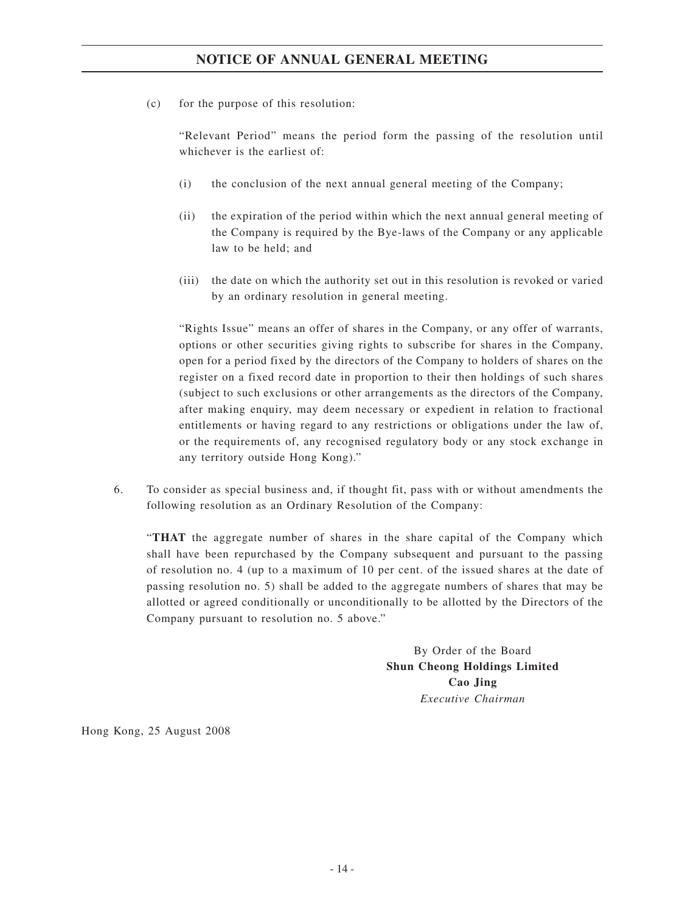(c) for the purpose of this resolution:

"Relevant Period" means the period form the passing of the resolution until whichever is the earliest of:

(i) the conclusion of the next annual general meeting of the Company;

(ii) the expiration of the period within which the next annual general meeting of the Company is required by the Bye-laws of the Company or any applicable law to be held; and

(iii) the date on which the authority set out in this resolution is revoked or varied by an ordinary resolution in general meeting.

"Rights Issue" means an offer of shares in the Company, or any offer of warrants, options or other securities giving rights to subscribe for shares in the Company, open for a period fixed by the directors of the Company to holders of shares on the register on a fixed record date in proportion to their then holdings of such shares (subject to such exclusions or other arrangements as the directors of the Company, after making enquiry, may deem necessary or expedient in relation to fractional entitlements or having regard to any restrictions or obligations under the law of, or the requirements of, any recognised regulatory body or any stock exchange in any territory outside Hong Kong)."

6. To consider as special business and, if thought fit, pass with or without amendments the following resolution as an Ordinary Resolution of the Company:

"**THAT** the aggregate number of shares in the share capital of the Company which shall have been repurchased by the Company subsequent and pursuant to the passing of resolution no. 4 (up to a maximum of 10 per cent. of the issued shares at the date of passing resolution no. 5) shall be added to the aggregate numbers of shares that may be allotted or agreed conditionally or unconditionally to be allotted by the Directors of the Company pursuant to resolution no. 5 above."

By Order of the Board
**Shun Cheong Holdings Limited**
**Cao Jing**
*Executive Chairman*

Hong Kong, 25 August 2008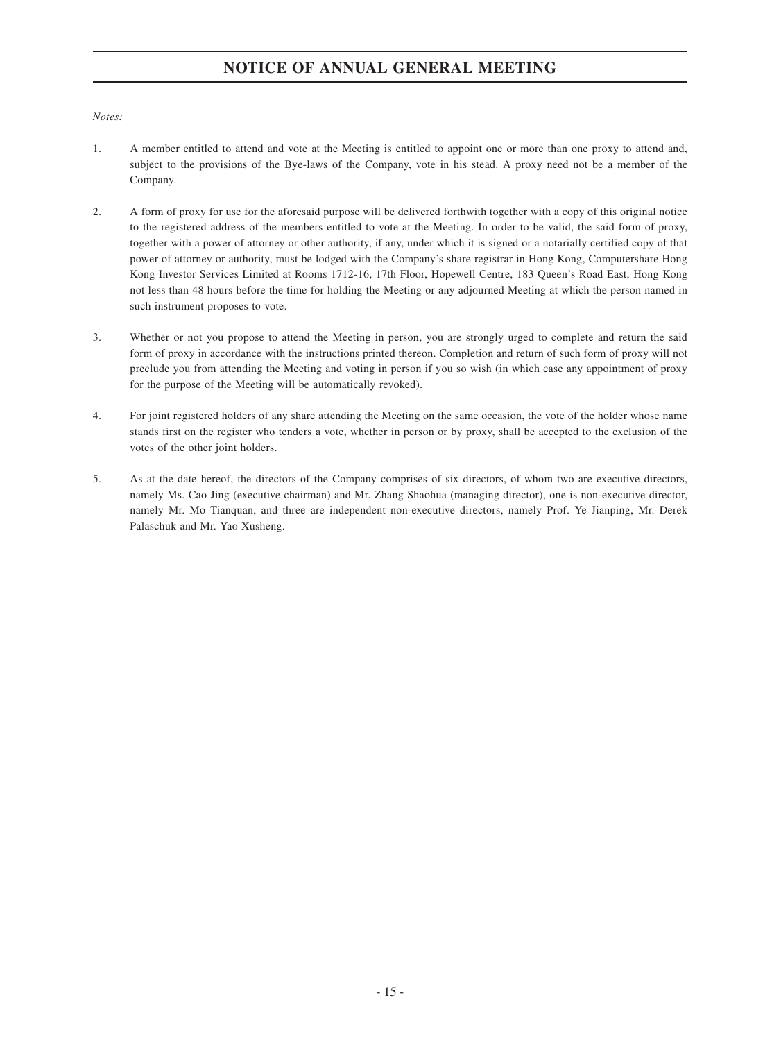# NOTICE OF ANNUAL GENERAL MEETING

*Notes:*

1. A member entitled to attend and vote at the Meeting is entitled to appoint one or more than one proxy to attend and, subject to the provisions of the Bye-laws of the Company, vote in his stead. A proxy need not be a member of the Company.

2. A form of proxy for use for the aforesaid purpose will be delivered forthwith together with a copy of this original notice to the registered address of the members entitled to vote at the Meeting. In order to be valid, the said form of proxy, together with a power of attorney or other authority, if any, under which it is signed or a notarially certified copy of that power of attorney or authority, must be lodged with the Company's share registrar in Hong Kong, Computershare Hong Kong Investor Services Limited at Rooms 1712-16, 17th Floor, Hopewell Centre, 183 Queen's Road East, Hong Kong not less than 48 hours before the time for holding the Meeting or any adjourned Meeting at which the person named in such instrument proposes to vote.

3. Whether or not you propose to attend the Meeting in person, you are strongly urged to complete and return the said form of proxy in accordance with the instructions printed thereon. Completion and return of such form of proxy will not preclude you from attending the Meeting and voting in person if you so wish (in which case any appointment of proxy for the purpose of the Meeting will be automatically revoked).

4. For joint registered holders of any share attending the Meeting on the same occasion, the vote of the holder whose name stands first on the register who tenders a vote, whether in person or by proxy, shall be accepted to the exclusion of the votes of the other joint holders.

5. As at the date hereof, the directors of the Company comprises of six directors, of whom two are executive directors, namely Ms. Cao Jing (executive chairman) and Mr. Zhang Shaohua (managing director), one is non-executive director, namely Mr. Mo Tianquan, and three are independent non-executive directors, namely Prof. Ye Jianping, Mr. Derek Palaschuk and Mr. Yao Xusheng.